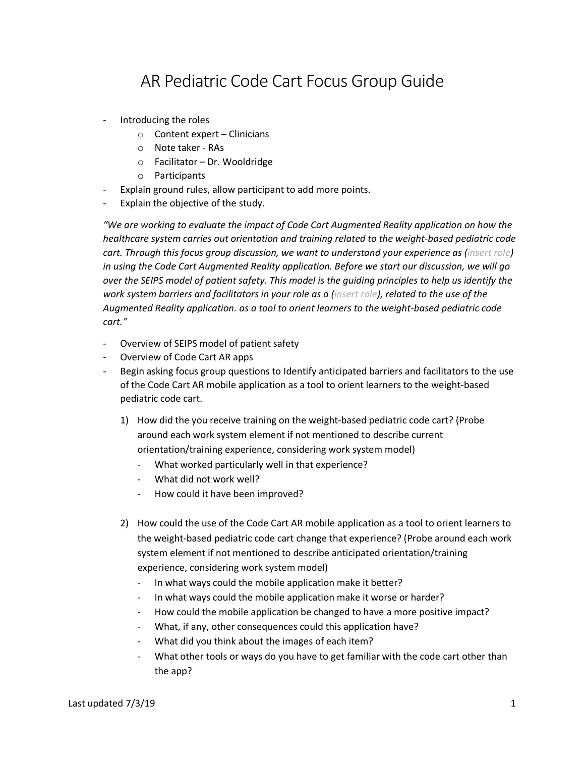# AR Pediatric Code Cart Focus Group Guide

- Introducing the roles
  - Content expert – Clinicians
  - Note taker - RAs
  - Facilitator – Dr. Wooldridge
  - Participants
- Explain ground rules, allow participant to add more points.
- Explain the objective of the study.

*"We are working to evaluate the impact of Code Cart Augmented Reality application on how the healthcare system carries out orientation and training related to the weight-based pediatric code cart. Through this focus group discussion, we want to understand your experience as (insert role) in using the Code Cart Augmented Reality application. Before we start our discussion, we will go over the SEIPS model of patient safety. This model is the guiding principles to help us identify the work system barriers and facilitators in your role as a (insert role), related to the use of the Augmented Reality application. as a tool to orient learners to the weight-based pediatric code cart."*

- Overview of SEIPS model of patient safety
- Overview of Code Cart AR apps
- Begin asking focus group questions to Identify anticipated barriers and facilitators to the use of the Code Cart AR mobile application as a tool to orient learners to the weight-based pediatric code cart.

1) How did the you receive training on the weight-based pediatric code cart? (Probe around each work system element if not mentioned to describe current orientation/training experience, considering work system model)
   - What worked particularly well in that experience?
   - What did not work well?
   - How could it have been improved?

2) How could the use of the Code Cart AR mobile application as a tool to orient learners to the weight-based pediatric code cart change that experience? (Probe around each work system element if not mentioned to describe anticipated orientation/training experience, considering work system model)
   - In what ways could the mobile application make it better?
   - In what ways could the mobile application make it worse or harder?
   - How could the mobile application be changed to have a more positive impact?
   - What, if any, other consequences could this application have?
   - What did you think about the images of each item?
   - What other tools or ways do you have to get familiar with the code cart other than the app?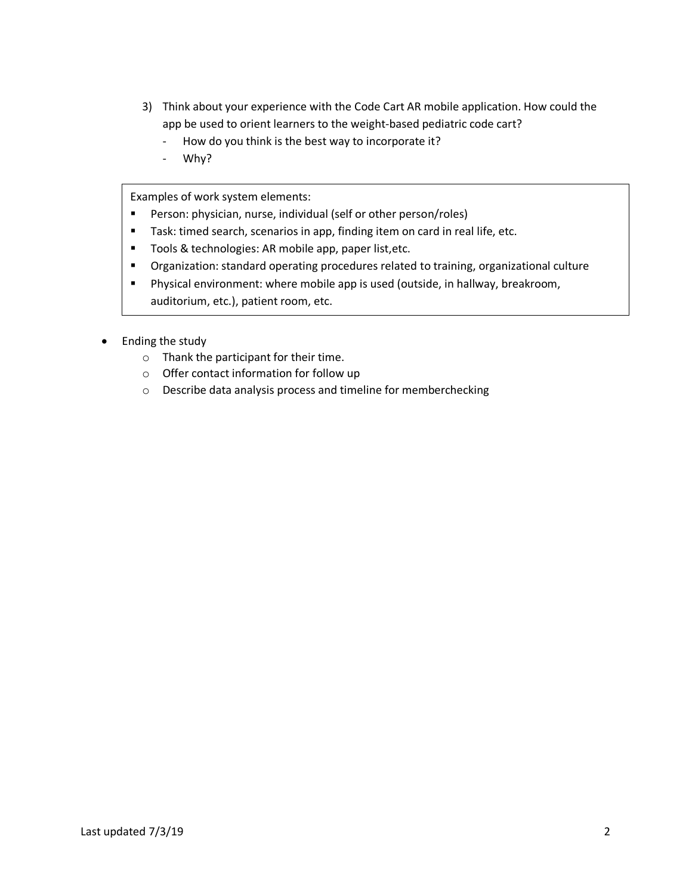3) Think about your experience with the Code Cart AR mobile application. How could the app be used to orient learners to the weight-based pediatric code cart?
   - How do you think is the best way to incorporate it?
   - Why?

> Examples of work system elements:
> - Person: physician, nurse, individual (self or other person/roles)
> - Task: timed search, scenarios in app, finding item on card in real life, etc.
> - Tools & technologies: AR mobile app, paper list,etc.
> - Organization: standard operating procedures related to training, organizational culture
> - Physical environment: where mobile app is used (outside, in hallway, breakroom, auditorium, etc.), patient room, etc.

- Ending the study
  - Thank the participant for their time.
  - Offer contact information for follow up
  - Describe data analysis process and timeline for memberchecking

Last updated 7/3/19